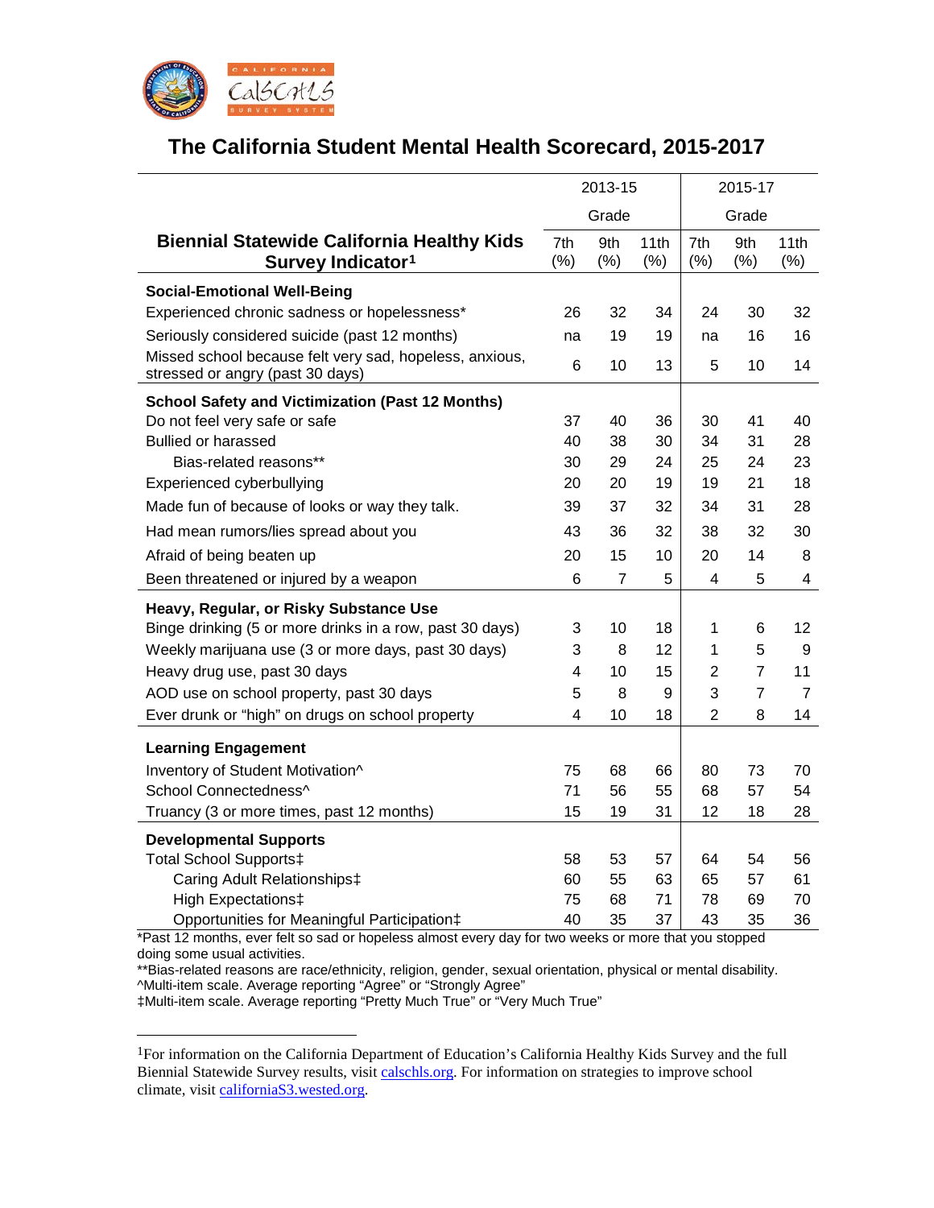# The California Student Mental Health Scorecard, 2015-2017

| Biennial Statewide California Healthy Kids Survey Indicator[1] | 2013-15 Grade | | | 2015-17 Grade | | |
|---|---|---|---|---|---|---|
| | 7th (%) | 9th (%) | 11th (%) | 7th (%) | 9th (%) | 11th (%) |
| **Social-Emotional Well-Being** | | | | | | |
| Experienced chronic sadness or hopelessness* | 26 | 32 | 34 | 24 | 30 | 32 |
| Seriously considered suicide (past 12 months) | na | 19 | 19 | na | 16 | 16 |
| Missed school because felt very sad, hopeless, anxious, stressed or angry (past 30 days) | 6 | 10 | 13 | 5 | 10 | 14 |
| **School Safety and Victimization (Past 12 Months)** | | | | | | |
| Do not feel very safe or safe | 37 | 40 | 36 | 30 | 41 | 40 |
| Bullied or harassed | 40 | 38 | 30 | 34 | 31 | 28 |
| Bias-related reasons** | 30 | 29 | 24 | 25 | 24 | 23 |
| Experienced cyberbullying | 20 | 20 | 19 | 19 | 21 | 18 |
| Made fun of because of looks or way they talk. | 39 | 37 | 32 | 34 | 31 | 28 |
| Had mean rumors/lies spread about you | 43 | 36 | 32 | 38 | 32 | 30 |
| Afraid of being beaten up | 20 | 15 | 10 | 20 | 14 | 8 |
| Been threatened or injured by a weapon | 6 | 7 | 5 | 4 | 5 | 4 |
| **Heavy, Regular, or Risky Substance Use** | | | | | | |
| Binge drinking (5 or more drinks in a row, past 30 days) | 3 | 10 | 18 | 1 | 6 | 12 |
| Weekly marijuana use (3 or more days, past 30 days) | 3 | 8 | 12 | 1 | 5 | 9 |
| Heavy drug use, past 30 days | 4 | 10 | 15 | 2 | 7 | 11 |
| AOD use on school property, past 30 days | 5 | 8 | 9 | 3 | 7 | 7 |
| Ever drunk or “high” on drugs on school property | 4 | 10 | 18 | 2 | 8 | 14 |
| **Learning Engagement** | | | | | | |
| Inventory of Student Motivation^ | 75 | 68 | 66 | 80 | 73 | 70 |
| School Connectedness^ | 71 | 56 | 55 | 68 | 57 | 54 |
| Truancy (3 or more times, past 12 months) | 15 | 19 | 31 | 12 | 18 | 28 |
| **Developmental Supports** | | | | | | |
| Total School Supports‡ | 58 | 53 | 57 | 64 | 54 | 56 |
| Caring Adult Relationships‡ | 60 | 55 | 63 | 65 | 57 | 61 |
| High Expectations‡ | 75 | 68 | 71 | 78 | 69 | 70 |
| Opportunities for Meaningful Participation‡ | 40 | 35 | 37 | 43 | 35 | 36 |

*Past 12 months, ever felt so sad or hopeless almost every day for two weeks or more that you stopped doing some usual activities.

**Bias-related reasons are race/ethnicity, religion, gender, sexual orientation, physical or mental disability.

^Multi-item scale. Average reporting “Agree” or “Strongly Agree”

‡Multi-item scale. Average reporting “Pretty Much True” or “Very Much True”

---

[1]For information on the California Department of Education’s California Healthy Kids Survey and the full Biennial Statewide Survey results, visit calschls.org. For information on strategies to improve school climate, visit californiaS3.wested.org.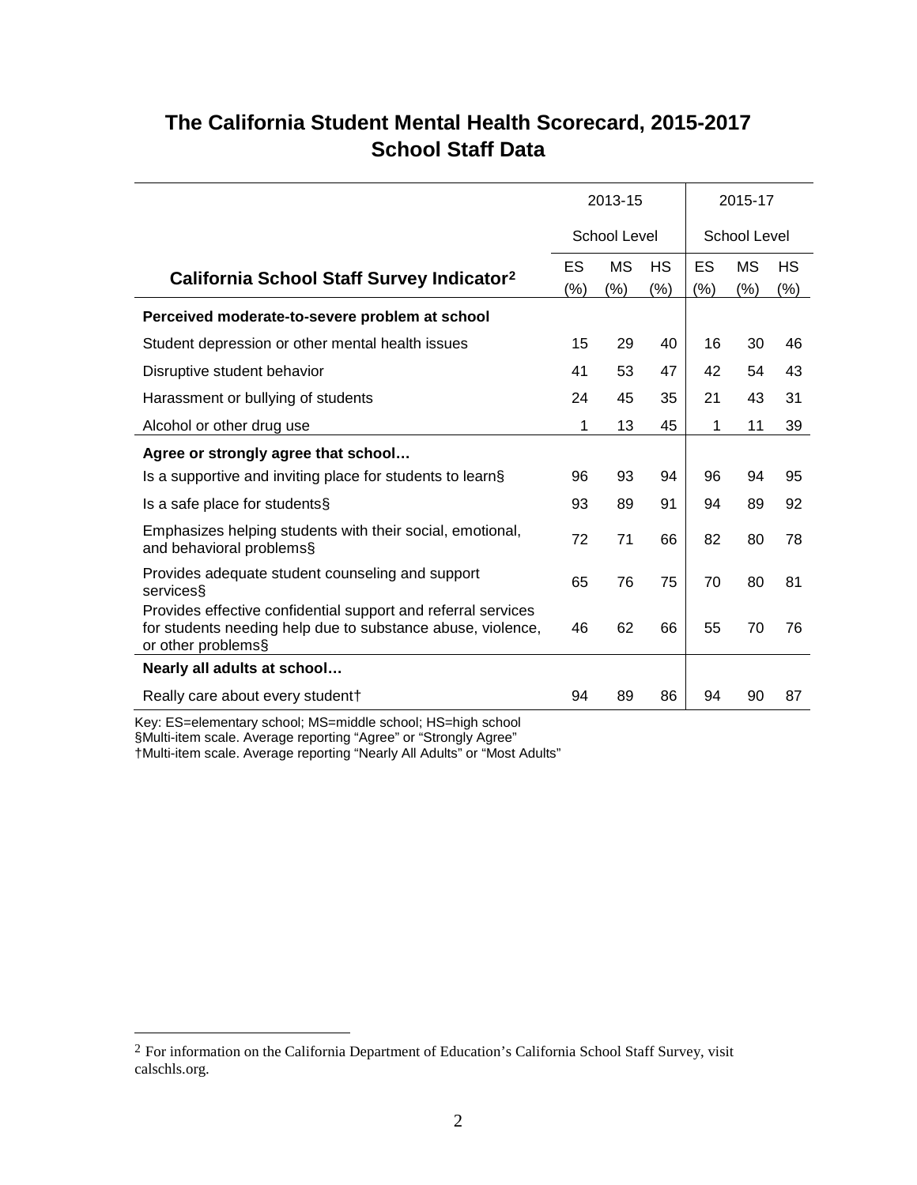# The California Student Mental Health Scorecard, 2015-2017
## School Staff Data

| California School Staff Survey Indicator[2] | 2013-15 School Level | | | 2015-17 School Level | | |
|---|---|---|---|---|---|---|
| | ES (%) | MS (%) | HS (%) | ES (%) | MS (%) | HS (%) |
| **Perceived moderate-to-severe problem at school** | | | | | | |
| Student depression or other mental health issues | 15 | 29 | 40 | 16 | 30 | 46 |
| Disruptive student behavior | 41 | 53 | 47 | 42 | 54 | 43 |
| Harassment or bullying of students | 24 | 45 | 35 | 21 | 43 | 31 |
| Alcohol or other drug use | 1 | 13 | 45 | 1 | 11 | 39 |
| **Agree or strongly agree that school…** | | | | | | |
| Is a supportive and inviting place for students to learn§ | 96 | 93 | 94 | 96 | 94 | 95 |
| Is a safe place for students§ | 93 | 89 | 91 | 94 | 89 | 92 |
| Emphasizes helping students with their social, emotional, and behavioral problems§ | 72 | 71 | 66 | 82 | 80 | 78 |
| Provides adequate student counseling and support services§ | 65 | 76 | 75 | 70 | 80 | 81 |
| Provides effective confidential support and referral services for students needing help due to substance abuse, violence, or other problems§ | 46 | 62 | 66 | 55 | 70 | 76 |
| **Nearly all adults at school…** | | | | | | |
| Really care about every student† | 94 | 89 | 86 | 94 | 90 | 87 |

Key: ES=elementary school; MS=middle school; HS=high school
§Multi-item scale. Average reporting "Agree" or "Strongly Agree"
†Multi-item scale. Average reporting "Nearly All Adults" or "Most Adults"

[2] For information on the California Department of Education's California School Staff Survey, visit calschls.org.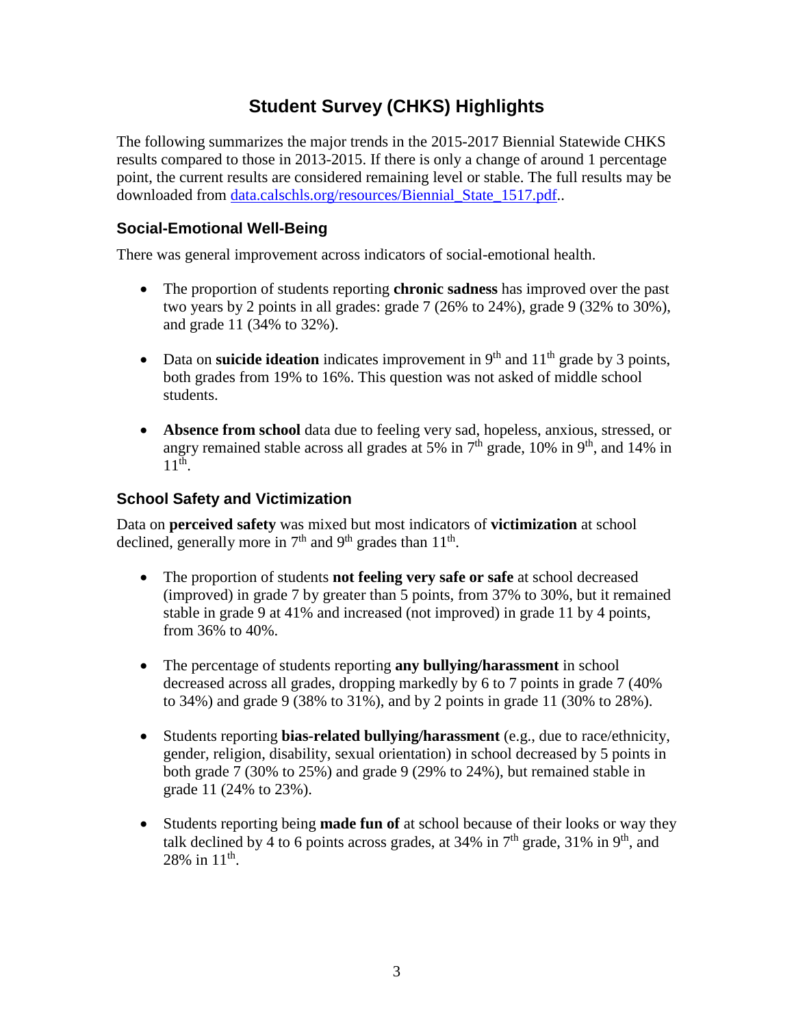# Student Survey (CHKS) Highlights

The following summarizes the major trends in the 2015-2017 Biennial Statewide CHKS results compared to those in 2013-2015. If there is only a change of around 1 percentage point, the current results are considered remaining level or stable. The full results may be downloaded from [data.calschls.org/resources/Biennial_State_1517.pdf](data.calschls.org/resources/Biennial_State_1517.pdf)..

## Social-Emotional Well-Being

There was general improvement across indicators of social-emotional health.

- The proportion of students reporting **chronic sadness** has improved over the past two years by 2 points in all grades: grade 7 (26% to 24%), grade 9 (32% to 30%), and grade 11 (34% to 32%).

- Data on **suicide ideation** indicates improvement in 9th and 11th grade by 3 points, both grades from 19% to 16%. This question was not asked of middle school students.

- **Absence from school** data due to feeling very sad, hopeless, anxious, stressed, or angry remained stable across all grades at 5% in 7th grade, 10% in 9th, and 14% in 11th.

## School Safety and Victimization

Data on **perceived safety** was mixed but most indicators of **victimization** at school declined, generally more in 7th and 9th grades than 11th.

- The proportion of students **not feeling very safe or safe** at school decreased (improved) in grade 7 by greater than 5 points, from 37% to 30%, but it remained stable in grade 9 at 41% and increased (not improved) in grade 11 by 4 points, from 36% to 40%.

- The percentage of students reporting **any bullying/harassment** in school decreased across all grades, dropping markedly by 6 to 7 points in grade 7 (40% to 34%) and grade 9 (38% to 31%), and by 2 points in grade 11 (30% to 28%).

- Students reporting **bias-related bullying/harassment** (e.g., due to race/ethnicity, gender, religion, disability, sexual orientation) in school decreased by 5 points in both grade 7 (30% to 25%) and grade 9 (29% to 24%), but remained stable in grade 11 (24% to 23%).

- Students reporting being **made fun of** at school because of their looks or way they talk declined by 4 to 6 points across grades, at 34% in 7th grade, 31% in 9th, and 28% in 11th.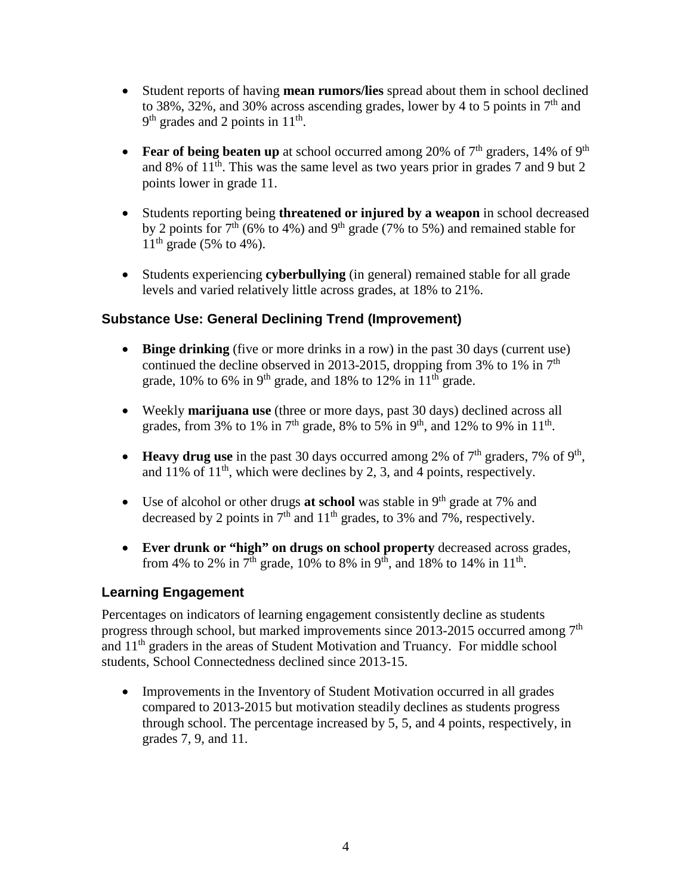- Student reports of having **mean rumors/lies** spread about them in school declined to 38%, 32%, and 30% across ascending grades, lower by 4 to 5 points in $7^{th}$ and $9^{th}$ grades and 2 points in $11^{th}$.

- **Fear of being beaten up** at school occurred among 20% of $7^{th}$ graders, 14% of $9^{th}$ and 8% of $11^{th}$. This was the same level as two years prior in grades 7 and 9 but 2 points lower in grade 11.

- Students reporting being **threatened or injured by a weapon** in school decreased by 2 points for $7^{th}$ (6% to 4%) and $9^{th}$ grade (7% to 5%) and remained stable for $11^{th}$ grade (5% to 4%).

- Students experiencing **cyberbullying** (in general) remained stable for all grade levels and varied relatively little across grades, at 18% to 21%.

### Substance Use: General Declining Trend (Improvement)

- **Binge drinking** (five or more drinks in a row) in the past 30 days (current use) continued the decline observed in 2013-2015, dropping from 3% to 1% in $7^{th}$ grade, 10% to 6% in $9^{th}$ grade, and 18% to 12% in $11^{th}$ grade.

- Weekly **marijuana use** (three or more days, past 30 days) declined across all grades, from 3% to 1% in $7^{th}$ grade, 8% to 5% in $9^{th}$, and 12% to 9% in $11^{th}$.

- **Heavy drug use** in the past 30 days occurred among 2% of $7^{th}$ graders, 7% of $9^{th}$, and 11% of $11^{th}$, which were declines by 2, 3, and 4 points, respectively.

- Use of alcohol or other drugs **at school** was stable in $9^{th}$ grade at 7% and decreased by 2 points in $7^{th}$ and $11^{th}$ grades, to 3% and 7%, respectively.

- **Ever drunk or "high" on drugs on school property** decreased across grades, from 4% to 2% in $7^{th}$ grade, 10% to 8% in $9^{th}$, and 18% to 14% in $11^{th}$.

### Learning Engagement

Percentages on indicators of learning engagement consistently decline as students progress through school, but marked improvements since 2013-2015 occurred among $7^{th}$ and $11^{th}$ graders in the areas of Student Motivation and Truancy. For middle school students, School Connectedness declined since 2013-15.

- Improvements in the Inventory of Student Motivation occurred in all grades compared to 2013-2015 but motivation steadily declines as students progress through school. The percentage increased by 5, 5, and 4 points, respectively, in grades 7, 9, and 11.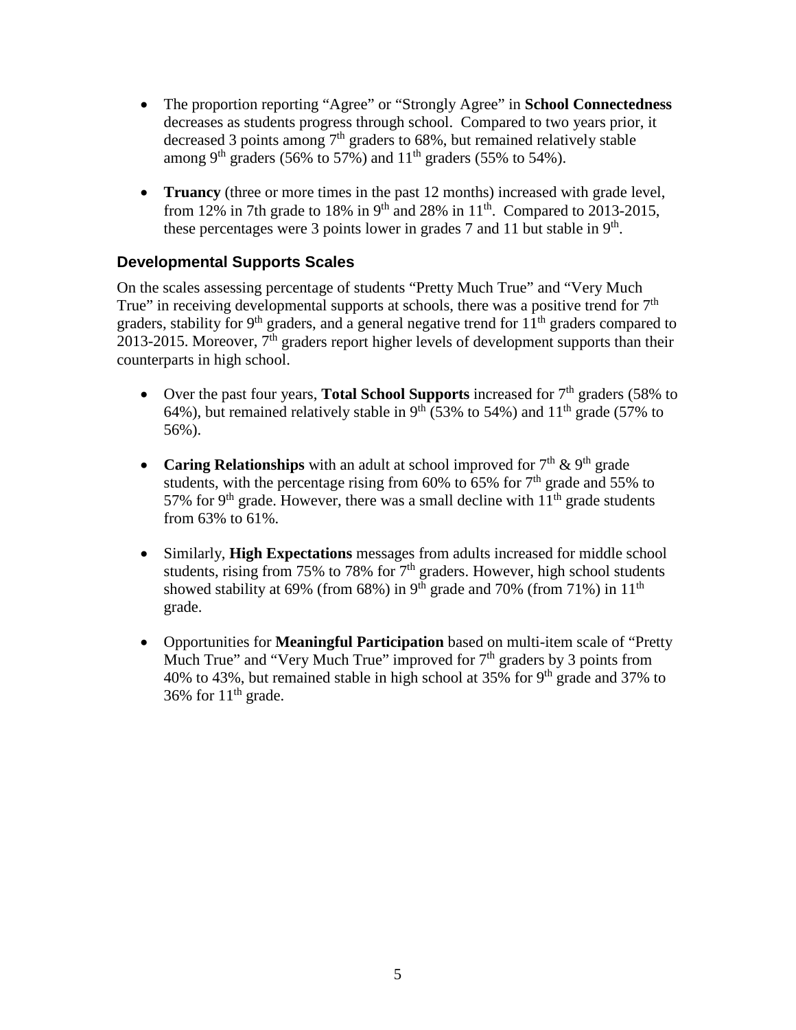- The proportion reporting "Agree" or "Strongly Agree" in **School Connectedness** decreases as students progress through school. Compared to two years prior, it decreased 3 points among 7th graders to 68%, but remained relatively stable among 9th graders (56% to 57%) and 11th graders (55% to 54%).

- **Truancy** (three or more times in the past 12 months) increased with grade level, from 12% in 7th grade to 18% in 9th and 28% in 11th. Compared to 2013-2015, these percentages were 3 points lower in grades 7 and 11 but stable in 9th.

### Developmental Supports Scales

On the scales assessing percentage of students "Pretty Much True" and "Very Much True" in receiving developmental supports at schools, there was a positive trend for 7th graders, stability for 9th graders, and a general negative trend for 11th graders compared to 2013-2015. Moreover, 7th graders report higher levels of development supports than their counterparts in high school.

- Over the past four years, **Total School Supports** increased for 7th graders (58% to 64%), but remained relatively stable in 9th (53% to 54%) and 11th grade (57% to 56%).

- **Caring Relationships** with an adult at school improved for 7th & 9th grade students, with the percentage rising from 60% to 65% for 7th grade and 55% to 57% for 9th grade. However, there was a small decline with 11th grade students from 63% to 61%.

- Similarly, **High Expectations** messages from adults increased for middle school students, rising from 75% to 78% for 7th graders. However, high school students showed stability at 69% (from 68%) in 9th grade and 70% (from 71%) in 11th grade.

- Opportunities for **Meaningful Participation** based on multi-item scale of "Pretty Much True" and "Very Much True" improved for 7th graders by 3 points from 40% to 43%, but remained stable in high school at 35% for 9th grade and 37% to 36% for 11th grade.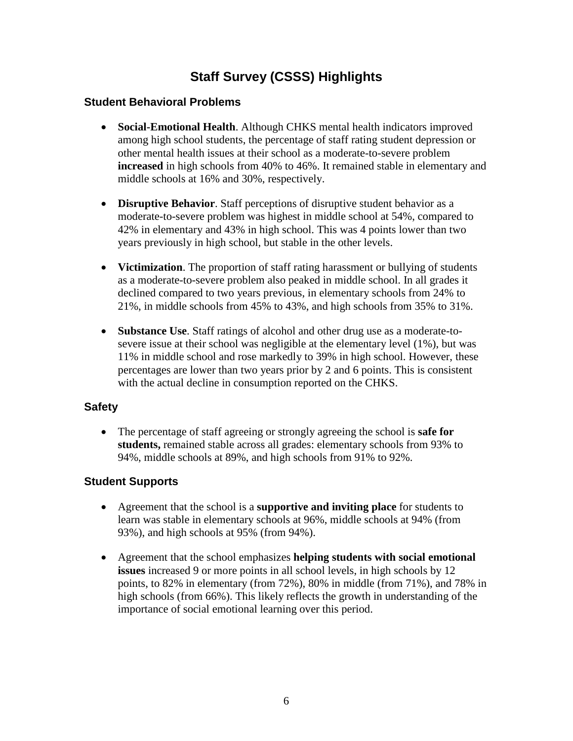# Staff Survey (CSSS) Highlights

## Student Behavioral Problems

- **Social-Emotional Health**. Although CHKS mental health indicators improved among high school students, the percentage of staff rating student depression or other mental health issues at their school as a moderate-to-severe problem **increased** in high schools from 40% to 46%. It remained stable in elementary and middle schools at 16% and 30%, respectively.

- **Disruptive Behavior**. Staff perceptions of disruptive student behavior as a moderate-to-severe problem was highest in middle school at 54%, compared to 42% in elementary and 43% in high school. This was 4 points lower than two years previously in high school, but stable in the other levels.

- **Victimization**. The proportion of staff rating harassment or bullying of students as a moderate-to-severe problem also peaked in middle school. In all grades it declined compared to two years previous, in elementary schools from 24% to 21%, in middle schools from 45% to 43%, and high schools from 35% to 31%.

- **Substance Use**. Staff ratings of alcohol and other drug use as a moderate-to-severe issue at their school was negligible at the elementary level (1%), but was 11% in middle school and rose markedly to 39% in high school. However, these percentages are lower than two years prior by 2 and 6 points. This is consistent with the actual decline in consumption reported on the CHKS.

## Safety

- The percentage of staff agreeing or strongly agreeing the school is **safe for students,** remained stable across all grades: elementary schools from 93% to 94%, middle schools at 89%, and high schools from 91% to 92%.

## Student Supports

- Agreement that the school is a **supportive and inviting place** for students to learn was stable in elementary schools at 96%, middle schools at 94% (from 93%), and high schools at 95% (from 94%).

- Agreement that the school emphasizes **helping students with social emotional issues** increased 9 or more points in all school levels, in high schools by 12 points, to 82% in elementary (from 72%), 80% in middle (from 71%), and 78% in high schools (from 66%). This likely reflects the growth in understanding of the importance of social emotional learning over this period.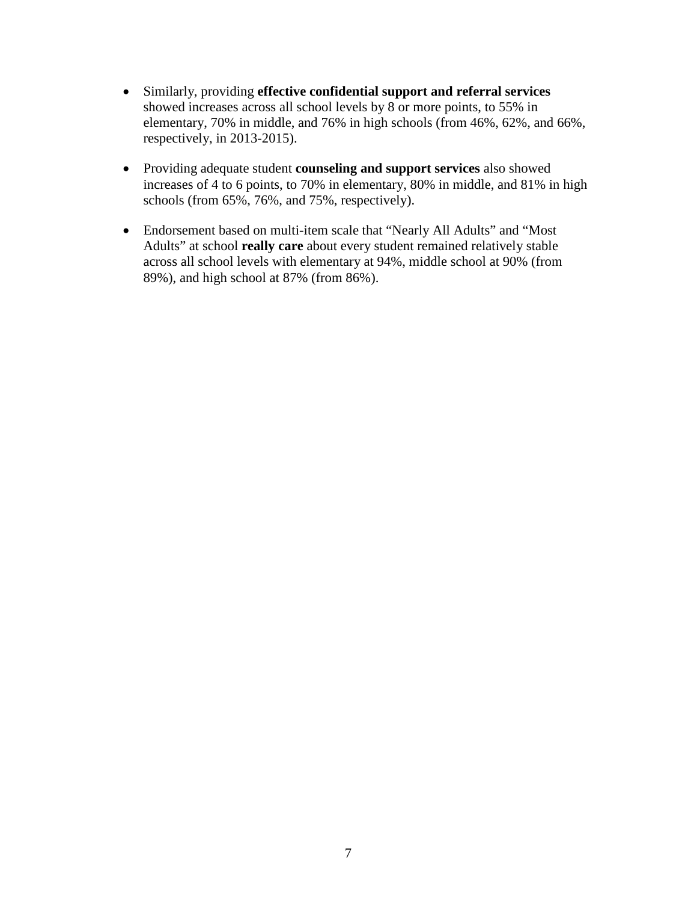- Similarly, providing **effective confidential support and referral services** showed increases across all school levels by 8 or more points, to 55% in elementary, 70% in middle, and 76% in high schools (from 46%, 62%, and 66%, respectively, in 2013-2015).

- Providing adequate student **counseling and support services** also showed increases of 4 to 6 points, to 70% in elementary, 80% in middle, and 81% in high schools (from 65%, 76%, and 75%, respectively).

- Endorsement based on multi-item scale that "Nearly All Adults" and "Most Adults" at school **really care** about every student remained relatively stable across all school levels with elementary at 94%, middle school at 90% (from 89%), and high school at 87% (from 86%).